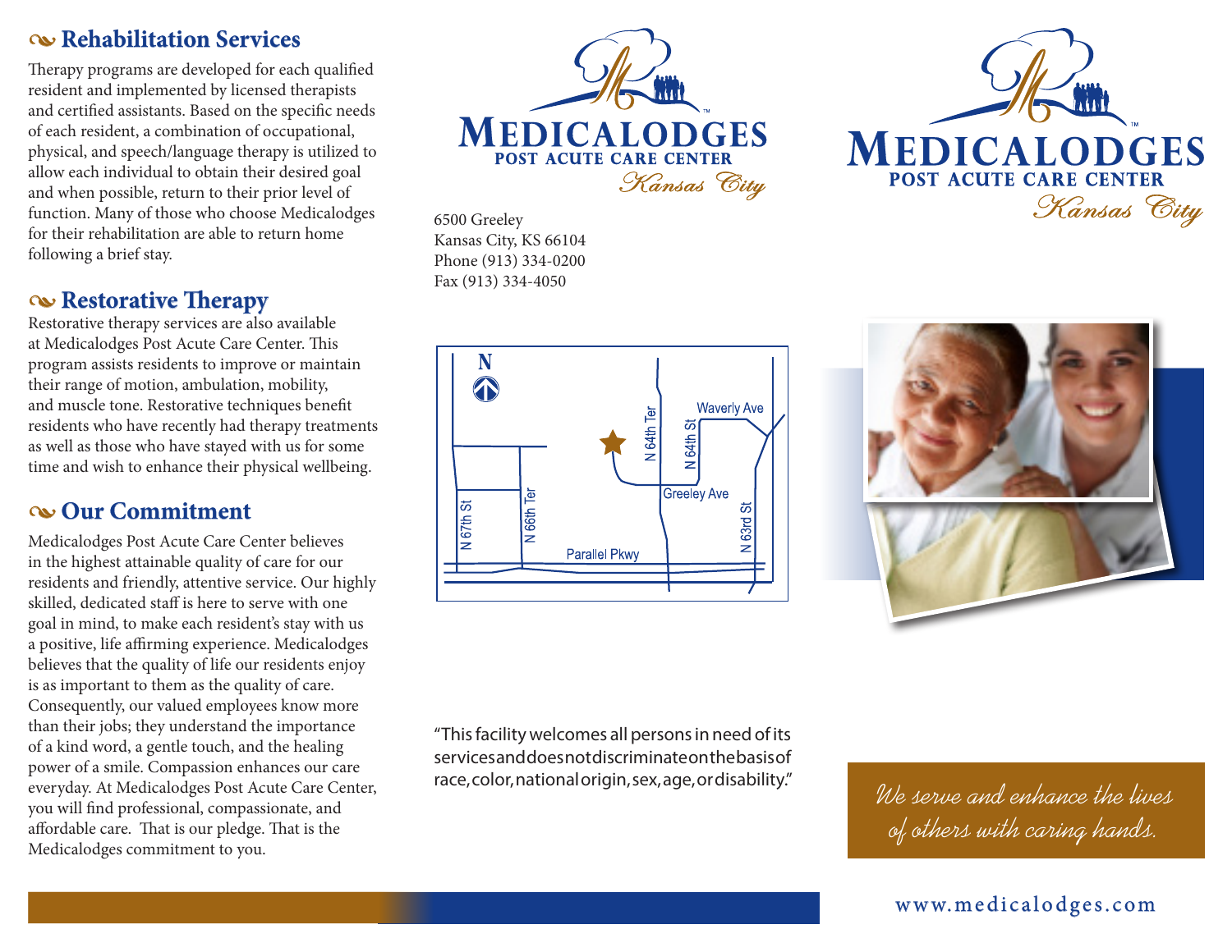## Rehabilitation Services

Therapy programs are developed for each qualified resident and implemented by licensed therapists and certified assistants. Based on the specific needs of each resident, a combination of occupational, physical, and speech/language therapy is utilized to allow each individual to obtain their desired goal and when possible, return to their prior level of function. Many of those who choose Medicalodges for their rehabilitation are able to return home following a brief stay.

## Restorative Therapy

Restorative therapy services are also available at Medicalodges Post Acute Care Center. This program assists residents to improve or maintain their range of motion, ambulation, mobility, and muscle tone. Restorative techniques benefit residents who have recently had therapy treatments as well as those who have stayed with us for some time and wish to enhance their physical wellbeing.

## Our Commitment

Medicalodges Post Acute Care Center believes in the highest attainable quality of care for our residents and friendly, attentive service. Our highly skilled, dedicated staff is here to serve with one goal in mind, to make each resident's stay with us a positive, life affirming experience. Medicalodges believes that the quality of life our residents enjoy is as important to them as the quality of care. Consequently, our valued employees know more than their jobs; they understand the importance of a kind word, a gentle touch, and the healing power of a smile. Compassion enhances our care everyday. At Medicalodges Post Acute Care Center, you will find professional, compassionate, and affordable care. That is our pledge. That is the Medicalodges commitment to you.

**MEDICALODGES**
**POST ACUTE CARE CENTER**
*Kansas City*

6500 Greeley
Kansas City, KS 66104
Phone (913) 334-0200
Fax (913) 334-4050

N 67th St, N 66th Ter, N 64th Ter, N 64th St, N 63rd St, Waverly Ave, Greeley Ave, Parallel Pkwy

"This facility welcomes all persons in need of its services and does not discriminate on the basis of race, color, national origin, sex, age, or disability."

**MEDICALODGES**
**POST ACUTE CARE CENTER**
*Kansas City*

*We serve and enhance the lives of others with caring hands.*

www.medicalodges.com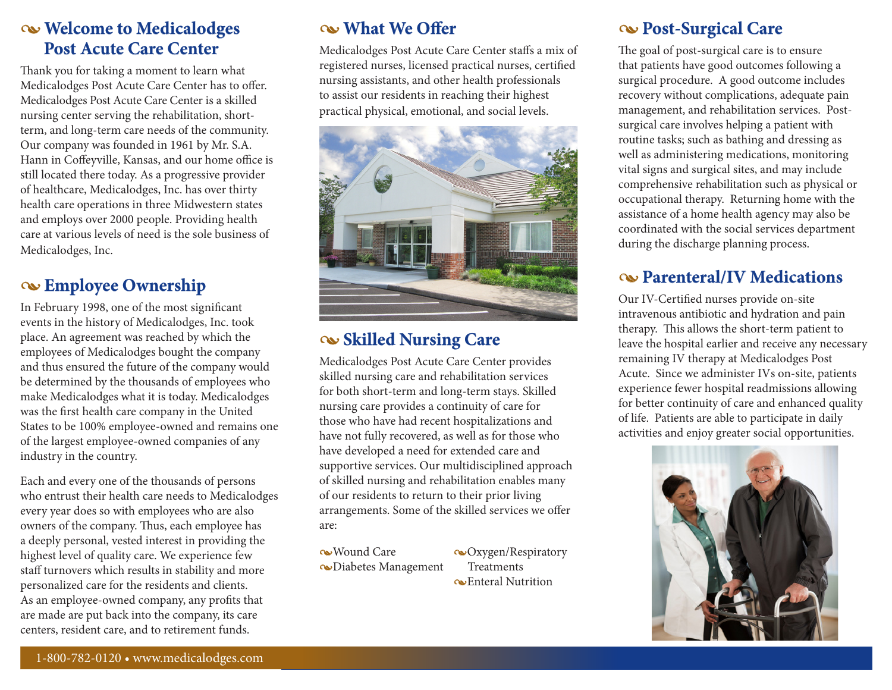## Welcome to Medicalodges Post Acute Care Center

Thank you for taking a moment to learn what Medicalodges Post Acute Care Center has to offer. Medicalodges Post Acute Care Center is a skilled nursing center serving the rehabilitation, short-term, and long-term care needs of the community. Our company was founded in 1961 by Mr. S.A. Hann in Coffeyville, Kansas, and our home office is still located there today. As a progressive provider of healthcare, Medicalodges, Inc. has over thirty health care operations in three Midwestern states and employs over 2000 people. Providing health care at various levels of need is the sole business of Medicalodges, Inc.

## Employee Ownership

In February 1998, one of the most significant events in the history of Medicalodges, Inc. took place. An agreement was reached by which the employees of Medicalodges bought the company and thus ensured the future of the company would be determined by the thousands of employees who make Medicalodges what it is today. Medicalodges was the first health care company in the United States to be 100% employee-owned and remains one of the largest employee-owned companies of any industry in the country.

Each and every one of the thousands of persons who entrust their health care needs to Medicalodges every year does so with employees who are also owners of the company. Thus, each employee has a deeply personal, vested interest in providing the highest level of quality care. We experience few staff turnovers which results in stability and more personalized care for the residents and clients. As an employee-owned company, any profits that are made are put back into the company, its care centers, resident care, and to retirement funds.

## What We Offer

Medicalodges Post Acute Care Center staffs a mix of registered nurses, licensed practical nurses, certified nursing assistants, and other health professionals to assist our residents in reaching their highest practical physical, emotional, and social levels.

## Skilled Nursing Care

Medicalodges Post Acute Care Center provides skilled nursing care and rehabilitation services for both short-term and long-term stays. Skilled nursing care provides a continuity of care for those who have had recent hospitalizations and have not fully recovered, as well as for those who have developed a need for extended care and supportive services. Our multidisciplined approach of skilled nursing and rehabilitation enables many of our residents to return to their prior living arrangements. Some of the skilled services we offer are:

- Wound Care
- Diabetes Management
- Oxygen/Respiratory Treatments
- Enteral Nutrition

## Post-Surgical Care

The goal of post-surgical care is to ensure that patients have good outcomes following a surgical procedure. A good outcome includes recovery without complications, adequate pain management, and rehabilitation services. Post-surgical care involves helping a patient with routine tasks; such as bathing and dressing as well as administering medications, monitoring vital signs and surgical sites, and may include comprehensive rehabilitation such as physical or occupational therapy. Returning home with the assistance of a home health agency may also be coordinated with the social services department during the discharge planning process.

## Parenteral/IV Medications

Our IV-Certified nurses provide on-site intravenous antibiotic and hydration and pain therapy. This allows the short-term patient to leave the hospital earlier and receive any necessary remaining IV therapy at Medicalodges Post Acute. Since we administer IVs on-site, patients experience fewer hospital readmissions allowing for better continuity of care and enhanced quality of life. Patients are able to participate in daily activities and enjoy greater social opportunities.

1-800-782-0120 • www.medicalodges.com